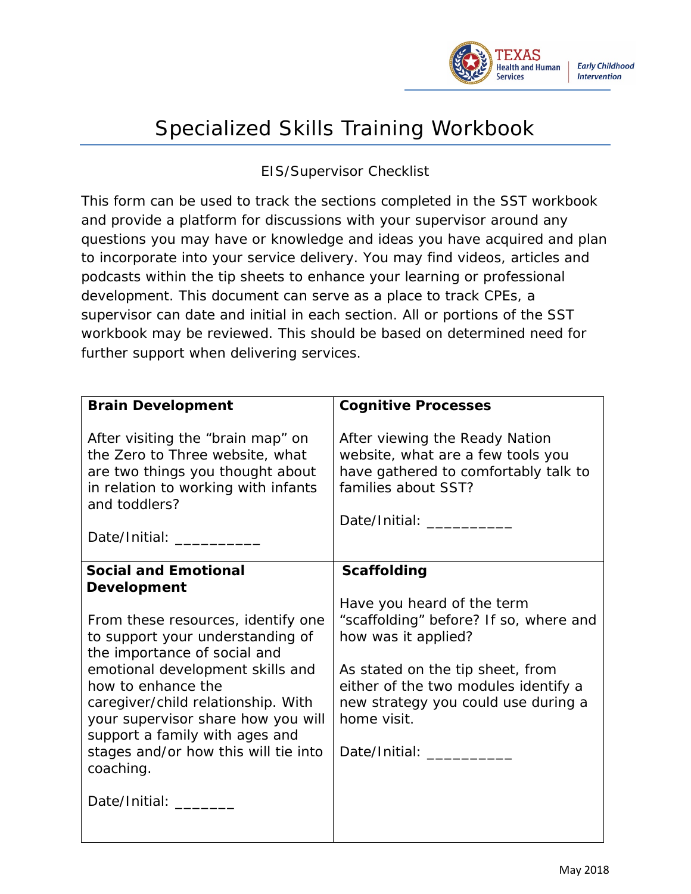# Specialized Skills Training Workbook

EIS/Supervisor Checklist

This form can be used to track the sections completed in the SST workbook and provide a platform for discussions with your supervisor around any questions you may have or knowledge and ideas you have acquired and plan to incorporate into your service delivery. You may find videos, articles and podcasts within the tip sheets to enhance your learning or professional development. This document can serve as a place to track CPEs, a supervisor can date and initial in each section. All or portions of the SST workbook may be reviewed. This should be based on determined need for further support when delivering services.

| | |
|---|---|
| **Brain Development**<br><br>After visiting the "brain map" on the Zero to Three website, what are two things you thought about in relation to working with infants and toddlers?<br><br>Date/Initial: ___________ | **Cognitive Processes**<br><br>After viewing the Ready Nation website, what are a few tools you have gathered to comfortably talk to families about SST?<br><br>Date/Initial: ___________ |
| **Social and Emotional Development**<br><br>From these resources, identify one to support your understanding of the importance of social and emotional development skills and how to enhance the caregiver/child relationship. With your supervisor share how you will support a family with ages and stages and/or how this will tie into coaching.<br><br>Date/Initial: ________ | **Scaffolding**<br><br>Have you heard of the term "scaffolding" before? If so, where and how was it applied?<br><br>As stated on the tip sheet, from either of the two modules identify a new strategy you could use during a home visit.<br><br>Date/Initial: ___________ |

May 2018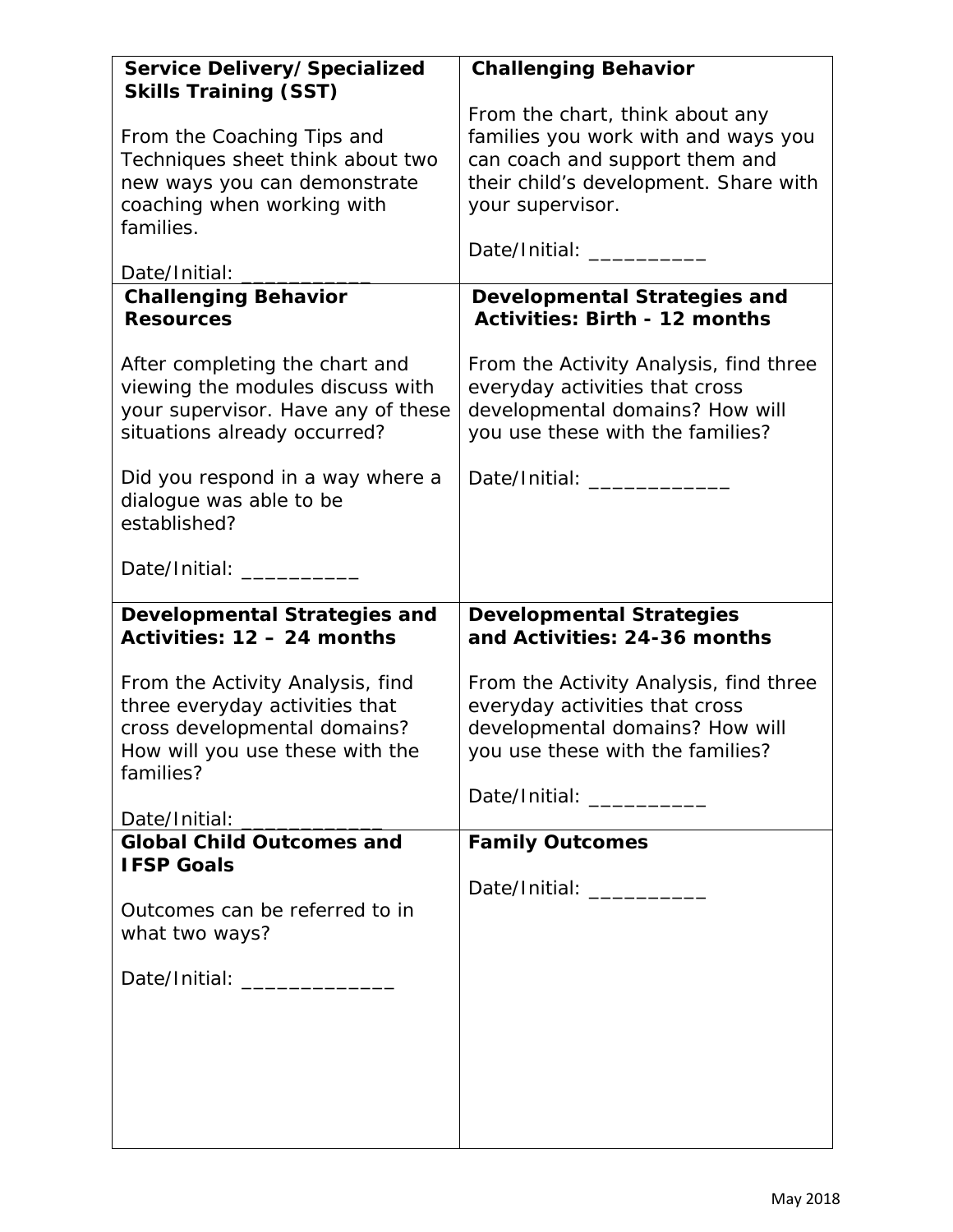| | |
|---|---|
| **Service Delivery/Specialized Skills Training (SST)**<br><br>From the Coaching Tips and Techniques sheet think about two new ways you can demonstrate coaching when working with families.<br><br>Date/Initial: ___________ | **Challenging Behavior**<br><br>From the chart, think about any families you work with and ways you can coach and support them and their child's development. Share with your supervisor.<br><br>Date/Initial: __________ |
| **Challenging Behavior Resources**<br><br>After completing the chart and viewing the modules discuss with your supervisor. Have any of these situations already occurred?<br><br>Did you respond in a way where a dialogue was able to be established?<br><br>Date/Initial: __________ | **Developmental Strategies and Activities: Birth - 12 months**<br><br>From the Activity Analysis, find three everyday activities that cross developmental domains? How will you use these with the families?<br><br>Date/Initial: ____________ |
| **Developmental Strategies and Activities: 12 – 24 months**<br><br>From the Activity Analysis, find three everyday activities that cross developmental domains? How will you use these with the families?<br><br>Date/Initial: ____________ | **Developmental Strategies and Activities: 24-36 months**<br><br>From the Activity Analysis, find three everyday activities that cross developmental domains? How will you use these with the families?<br><br>Date/Initial: __________ |
| **Global Child Outcomes and IFSP Goals**<br><br>Outcomes can be referred to in what two ways?<br><br>Date/Initial: _____________ | **Family Outcomes**<br><br>Date/Initial: __________ |

May 2018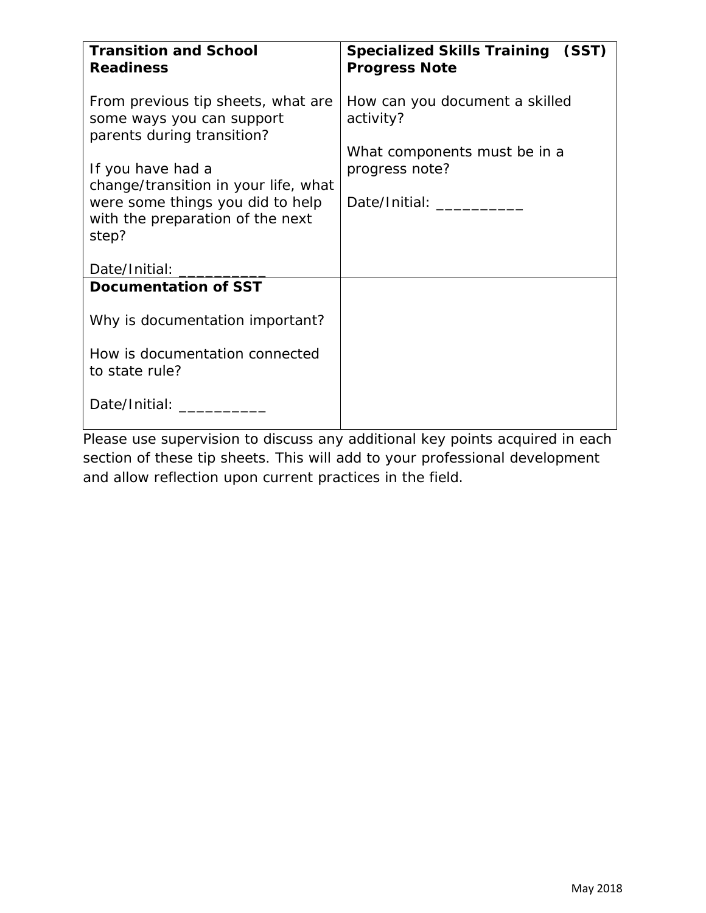| | |
|---|---|
| **Transition and School Readiness**<br><br>From previous tip sheets, what are some ways you can support parents during transition?<br><br>If you have had a change/transition in your life, what were some things you did to help with the preparation of the next step?<br><br>Date/Initial: __________ | **Specialized Skills Training (SST) Progress Note**<br><br>How can you document a skilled activity?<br><br>What components must be in a progress note?<br><br>Date/Initial: __________ |
| **Documentation of SST**<br><br>Why is documentation important?<br><br>How is documentation connected to state rule?<br><br>Date/Initial: __________ | |

Please use supervision to discuss any additional key points acquired in each section of these tip sheets. This will add to your professional development and allow reflection upon current practices in the field.